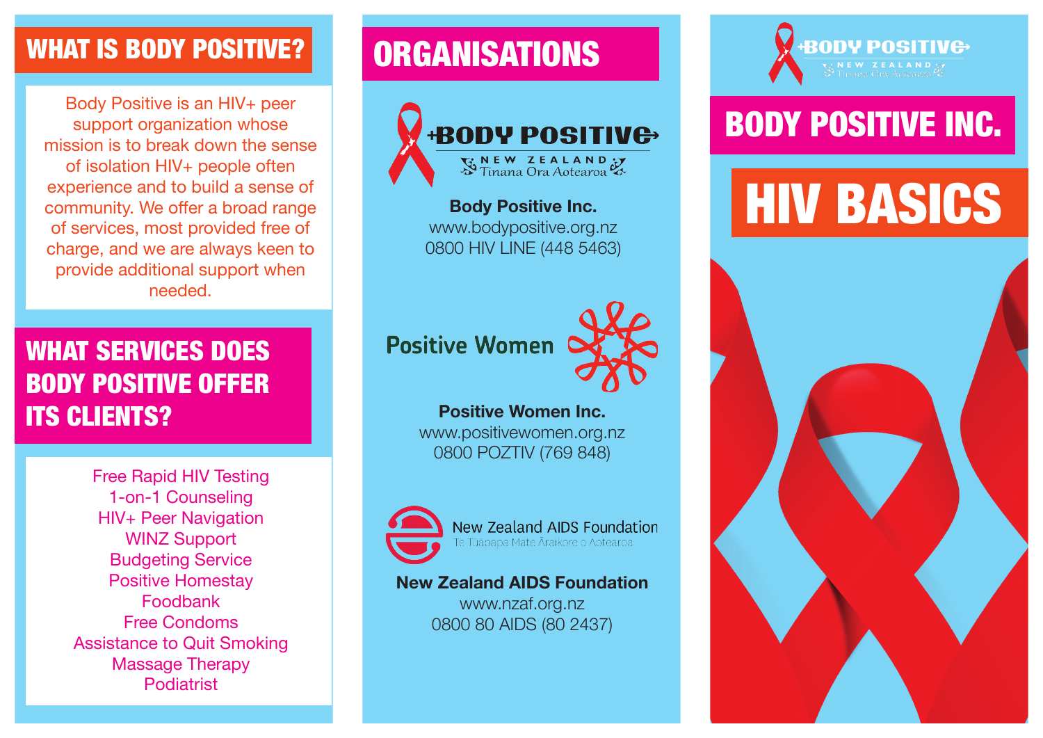## WHAT IS BODY POSITIVE?

Body Positive is an HIV+ peer support organization whose mission is to break down the sense of isolation HIV+ people often experience and to build a sense of community. We offer a broad range of services, most provided free of charge, and we are always keen to provide additional support when needed.

## WHAT SERVICES DOES BODY POSITIVE OFFER ITS CLIENTS?

- Free Rapid HIV Testing
- 1-on-1 Counseling
- HIV+ Peer Navigation
- WINZ Support
- Budgeting Service
- Positive Homestay
- Foodbank
- Free Condoms
- Assistance to Quit Smoking
- Massage Therapy
- Podiatrist

## ORGANISATIONS

BODY POSITIVE
NEW ZEALAND
Tinana Ora Aotearoa

**Body Positive Inc.**
www.bodypositive.org.nz
0800 HIV LINE (448 5463)

Positive Women

**Positive Women Inc.**
www.positivewomen.org.nz
0800 POZTIV (769 848)

New Zealand AIDS Foundation
Te Tūāpapa Mate Āraikore o Aotearoa

**New Zealand AIDS Foundation**
www.nzaf.org.nz
0800 80 AIDS (80 2437)

BODY POSITIVE
NEW ZEALAND
Tinana Ora Aotearoa

# BODY POSITIVE INC.

# HIV BASICS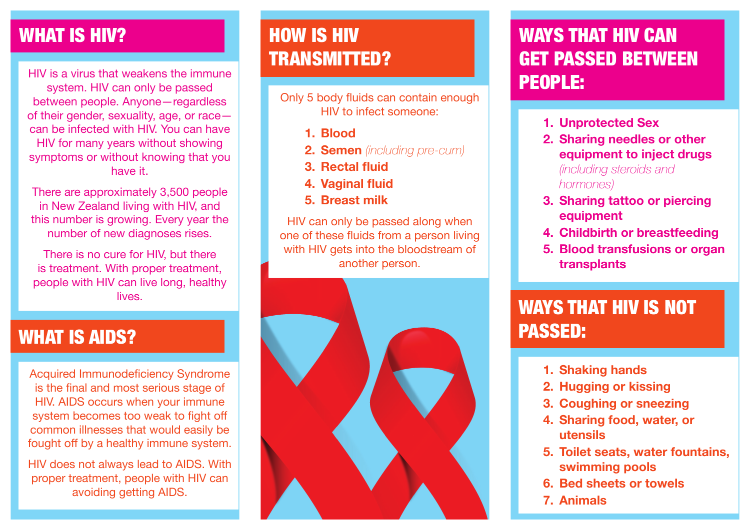## WHAT IS HIV?

HIV is a virus that weakens the immune system. HIV can only be passed between people. Anyone—regardless of their gender, sexuality, age, or race—can be infected with HIV. You can have HIV for many years without showing symptoms or without knowing that you have it.

There are approximately 3,500 people in New Zealand living with HIV, and this number is growing. Every year the number of new diagnoses rises.

There is no cure for HIV, but there is treatment. With proper treatment, people with HIV can live long, healthy lives.

## WHAT IS AIDS?

Acquired Immunodeficiency Syndrome is the final and most serious stage of HIV. AIDS occurs when your immune system becomes too weak to fight off common illnesses that would easily be fought off by a healthy immune system.

HIV does not always lead to AIDS. With proper treatment, people with HIV can avoiding getting AIDS.

## HOW IS HIV TRANSMITTED?

Only 5 body fluids can contain enough HIV to infect someone:

1. **Blood**
2. **Semen** *(including pre-cum)*
3. **Rectal fluid**
4. **Vaginal fluid**
5. **Breast milk**

HIV can only be passed along when one of these fluids from a person living with HIV gets into the bloodstream of another person.

## WAYS THAT HIV CAN GET PASSED BETWEEN PEOPLE:

1. **Unprotected Sex**
2. **Sharing needles or other equipment to inject drugs** *(including steroids and hormones)*
3. **Sharing tattoo or piercing equipment**
4. **Childbirth or breastfeeding**
5. **Blood transfusions or organ transplants**

## WAYS THAT HIV IS NOT PASSED:

1. **Shaking hands**
2. **Hugging or kissing**
3. **Coughing or sneezing**
4. **Sharing food, water, or utensils**
5. **Toilet seats, water fountains, swimming pools**
6. **Bed sheets or towels**
7. **Animals**